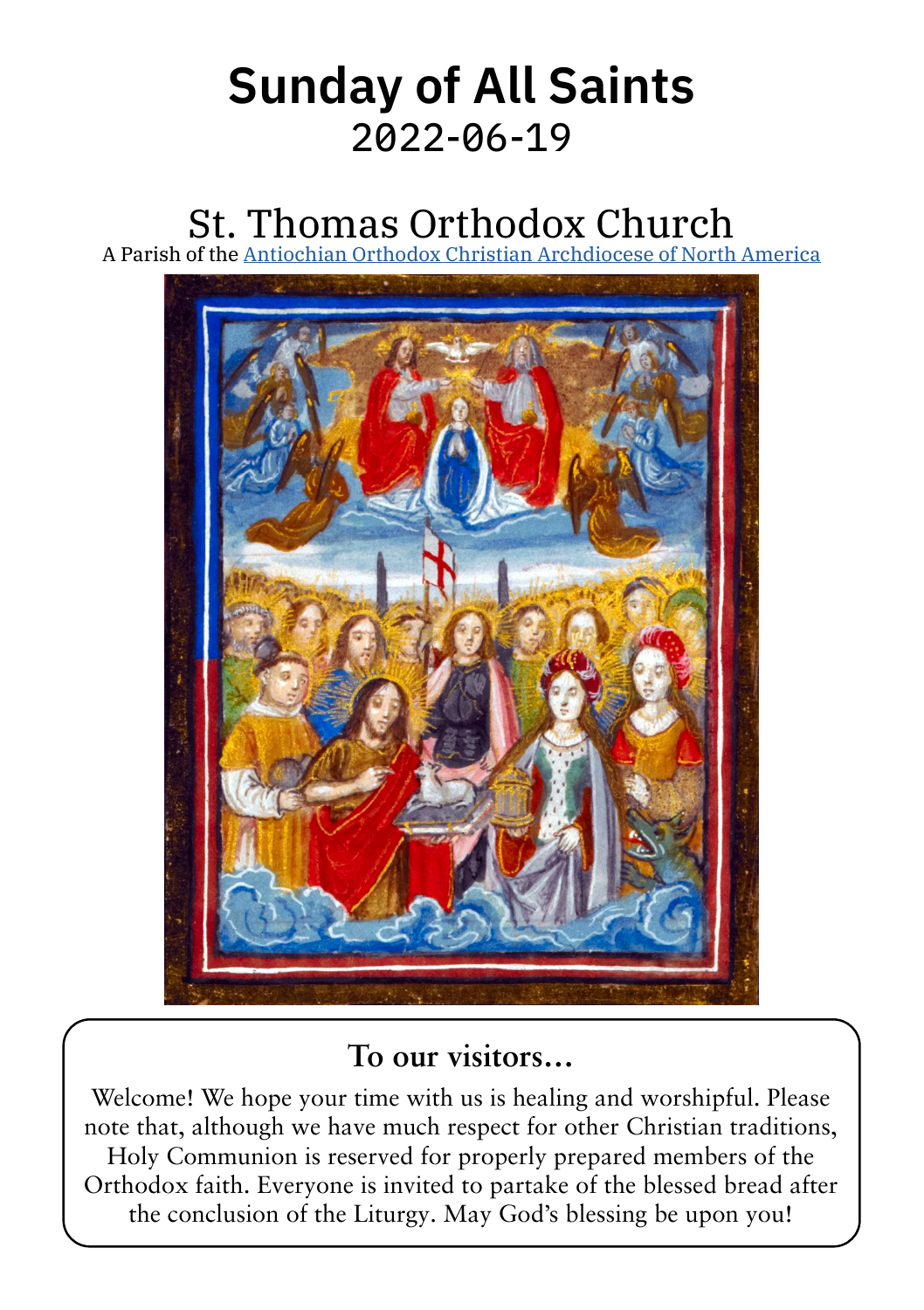# Sunday of All Saints
2022-06-19

## St. Thomas Orthodox Church

A Parish of the [Antiochian Orthodox Christian Archdiocese of North America]

### To our visitors...

Welcome! We hope your time with us is healing and worshipful. Please note that, although we have much respect for other Christian traditions, Holy Communion is reserved for properly prepared members of the Orthodox faith. Everyone is invited to partake of the blessed bread after the conclusion of the Liturgy. May God's blessing be upon you!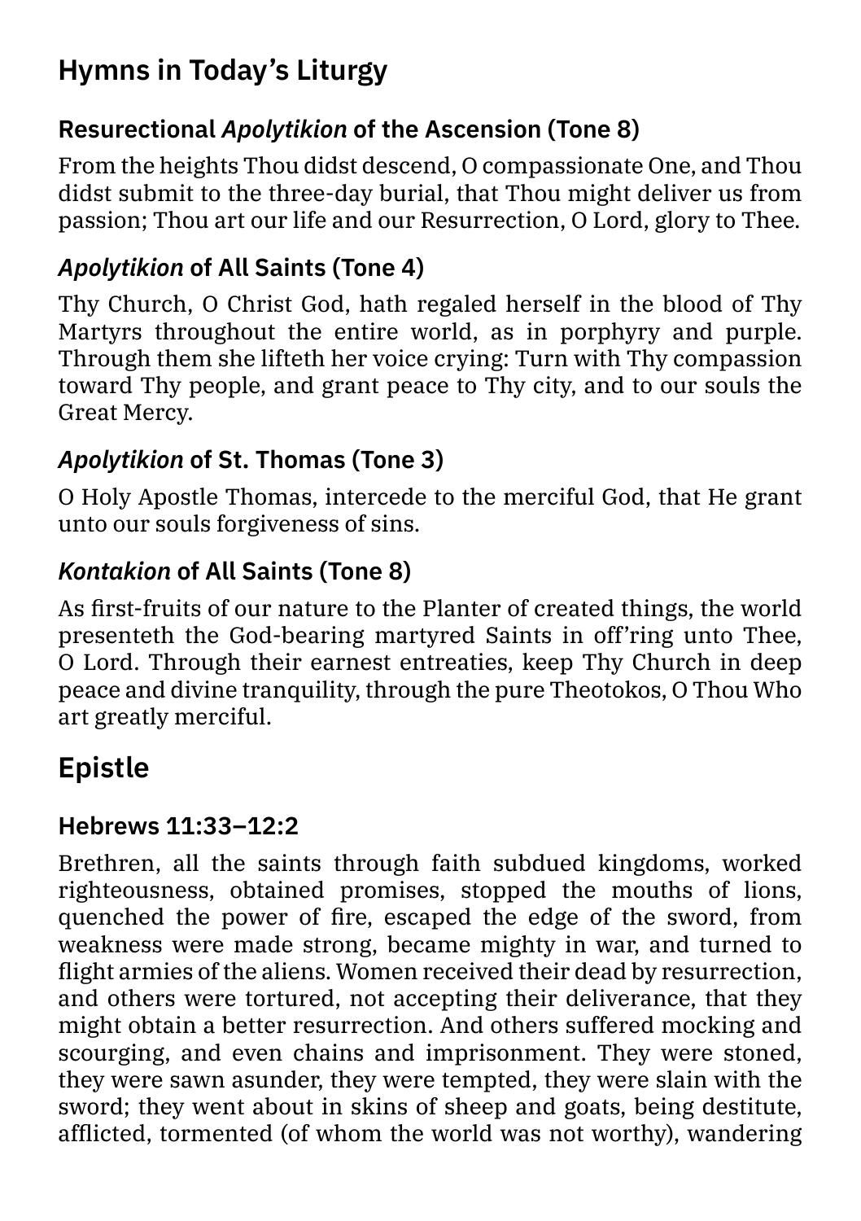## Hymns in Today's Liturgy

### Resurectional *Apolytikion* of the Ascension (Tone 8)

From the heights Thou didst descend, O compassionate One, and Thou didst submit to the three-day burial, that Thou might deliver us from passion; Thou art our life and our Resurrection, O Lord, glory to Thee.

### *Apolytikion* of All Saints (Tone 4)

Thy Church, O Christ God, hath regaled herself in the blood of Thy Martyrs throughout the entire world, as in porphyry and purple. Through them she lifteth her voice crying: Turn with Thy compassion toward Thy people, and grant peace to Thy city, and to our souls the Great Mercy.

### *Apolytikion* of St. Thomas (Tone 3)

O Holy Apostle Thomas, intercede to the merciful God, that He grant unto our souls forgiveness of sins.

### *Kontakion* of All Saints (Tone 8)

As first-fruits of our nature to the Planter of created things, the world presenteth the God-bearing martyred Saints in off'ring unto Thee, O Lord. Through their earnest entreaties, keep Thy Church in deep peace and divine tranquility, through the pure Theotokos, O Thou Who art greatly merciful.

## Epistle

### Hebrews 11:33–12:2

Brethren, all the saints through faith subdued kingdoms, worked righteousness, obtained promises, stopped the mouths of lions, quenched the power of fire, escaped the edge of the sword, from weakness were made strong, became mighty in war, and turned to flight armies of the aliens. Women received their dead by resurrection, and others were tortured, not accepting their deliverance, that they might obtain a better resurrection. And others suffered mocking and scourging, and even chains and imprisonment. They were stoned, they were sawn asunder, they were tempted, they were slain with the sword; they went about in skins of sheep and goats, being destitute, afflicted, tormented (of whom the world was not worthy), wandering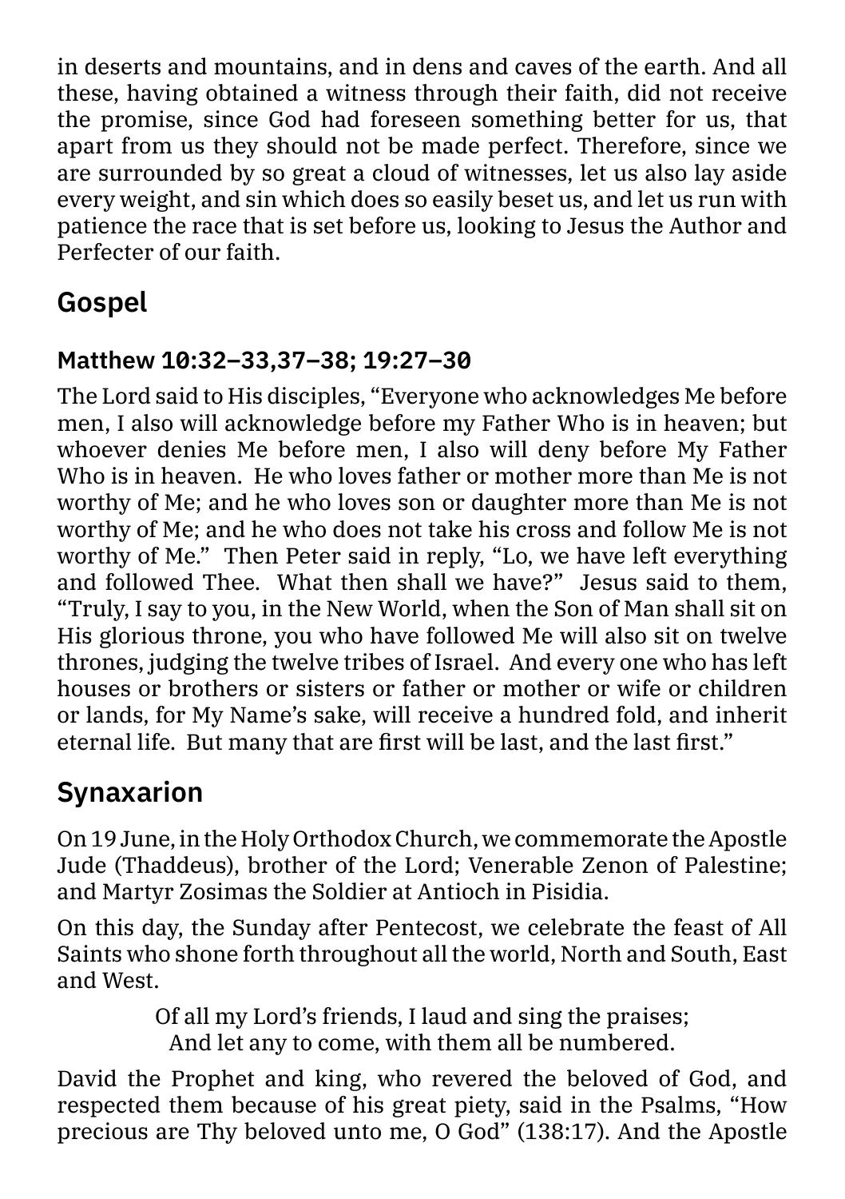in deserts and mountains, and in dens and caves of the earth. And all these, having obtained a witness through their faith, did not receive the promise, since God had foreseen something better for us, that apart from us they should not be made perfect. Therefore, since we are surrounded by so great a cloud of witnesses, let us also lay aside every weight, and sin which does so easily beset us, and let us run with patience the race that is set before us, looking to Jesus the Author and Perfecter of our faith.

## Gospel

### Matthew 10:32–33,37–38; 19:27–30

The Lord said to His disciples, "Everyone who acknowledges Me before men, I also will acknowledge before my Father Who is in heaven; but whoever denies Me before men, I also will deny before My Father Who is in heaven. He who loves father or mother more than Me is not worthy of Me; and he who loves son or daughter more than Me is not worthy of Me; and he who does not take his cross and follow Me is not worthy of Me." Then Peter said in reply, "Lo, we have left everything and followed Thee. What then shall we have?" Jesus said to them, "Truly, I say to you, in the New World, when the Son of Man shall sit on His glorious throne, you who have followed Me will also sit on twelve thrones, judging the twelve tribes of Israel. And every one who has left houses or brothers or sisters or father or mother or wife or children or lands, for My Name's sake, will receive a hundred fold, and inherit eternal life. But many that are first will be last, and the last first."

## Synaxarion

On 19 June, in the Holy Orthodox Church, we commemorate the Apostle Jude (Thaddeus), brother of the Lord; Venerable Zenon of Palestine; and Martyr Zosimas the Soldier at Antioch in Pisidia.

On this day, the Sunday after Pentecost, we celebrate the feast of All Saints who shone forth throughout all the world, North and South, East and West.

Of all my Lord's friends, I laud and sing the praises;
And let any to come, with them all be numbered.

David the Prophet and king, who revered the beloved of God, and respected them because of his great piety, said in the Psalms, "How precious are Thy beloved unto me, O God" (138:17). And the Apostle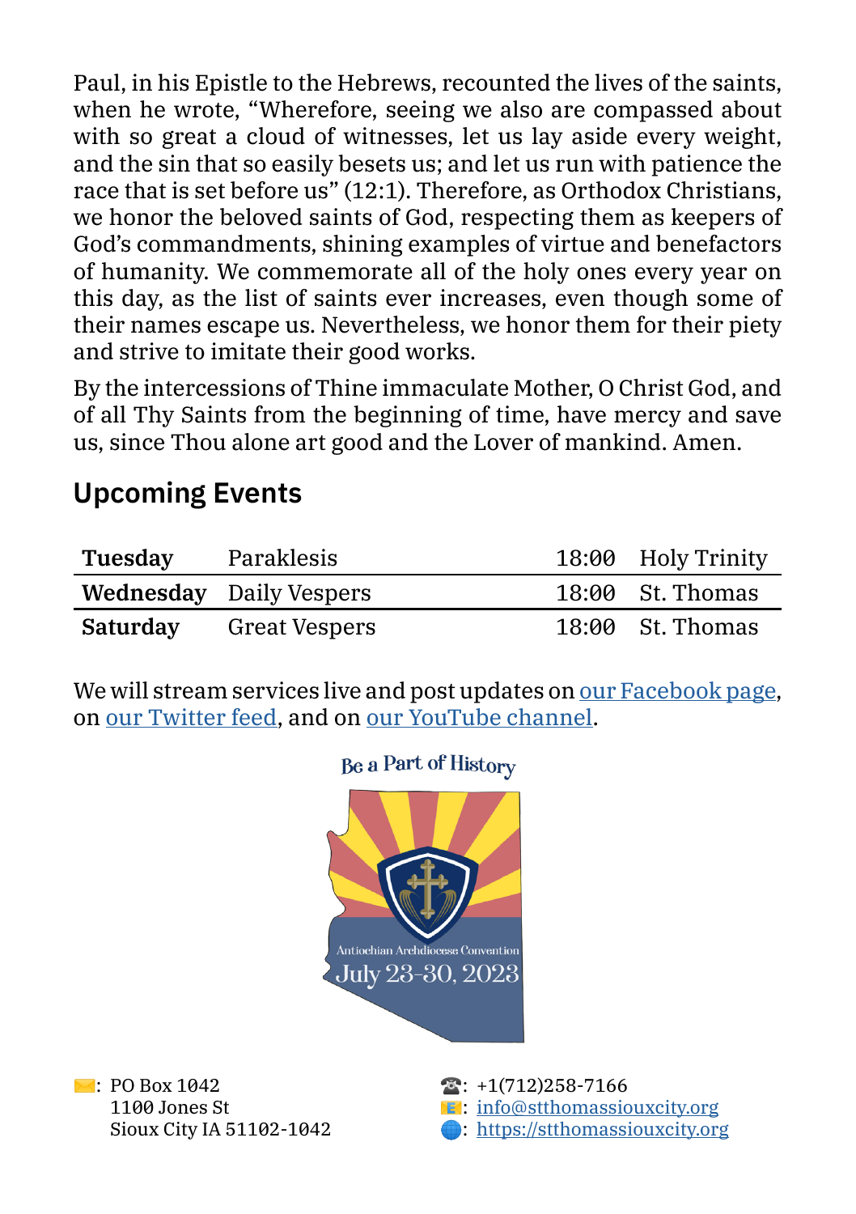Paul, in his Epistle to the Hebrews, recounted the lives of the saints, when he wrote, “Wherefore, seeing we also are compassed about with so great a cloud of witnesses, let us lay aside every weight, and the sin that so easily besets us; and let us run with patience the race that is set before us” (12:1). Therefore, as Orthodox Christians, we honor the beloved saints of God, respecting them as keepers of God’s commandments, shining examples of virtue and benefactors of humanity. We commemorate all of the holy ones every year on this day, as the list of saints ever increases, even though some of their names escape us. Nevertheless, we honor them for their piety and strive to imitate their good works.

By the intercessions of Thine immaculate Mother, O Christ God, and of all Thy Saints from the beginning of time, have mercy and save us, since Thou alone art good and the Lover of mankind. Amen.

## Upcoming Events

| | | | |
|---|---|---|---|
| **Tuesday** | Paraklesis | 18:00 | Holy Trinity |
| **Wednesday** | Daily Vespers | 18:00 | St. Thomas |
| **Saturday** | Great Vespers | 18:00 | St. Thomas |

We will stream services live and post updates on [our Facebook page](), on [our Twitter feed](), and on [our YouTube channel]().

Be a Part of History

Antiochian Archdiocese Convention
July 23-30, 2023

✉: PO Box 1042
1100 Jones St
Sioux City IA 51102-1042

☎: +1(712)258-7166
📧: info@stthomassiouxcity.org
🌐: https://stthomassiouxcity.org